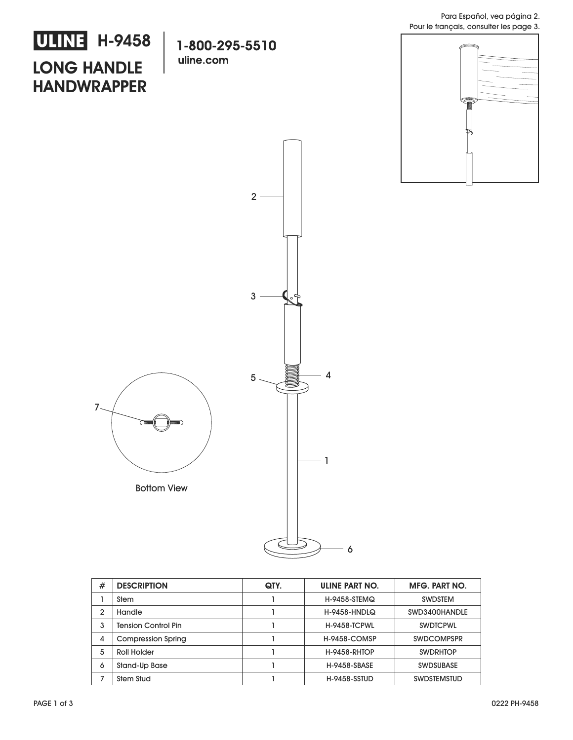Para Español, vea página 2.
Pour le français, consulter les page 3.

# ULINE H-9458

# LONG HANDLE HANDWRAPPER

**1-800-295-5510**
**uline.com**

Bottom View

| # | DESCRIPTION | QTY. | ULINE PART NO. | MFG. PART NO. |
|---|---|---|---|---|
| 1 | Stem | 1 | H-9458-STEMQ | SWDSTEM |
| 2 | Handle | 1 | H-9458-HNDLQ | SWD3400HANDLE |
| 3 | Tension Control Pin | 1 | H-9458-TCPWL | SWDTCPWL |
| 4 | Compression Spring | 1 | H-9458-COMSP | SWDCOMPSPR |
| 5 | Roll Holder | 1 | H-9458-RHTOP | SWDRHTOP |
| 6 | Stand-Up Base | 1 | H-9458-SBASE | SWDSUBASE |
| 7 | Stem Stud | 1 | H-9458-SSTUD | SWDSTEMSTUD |

0222 PH-9458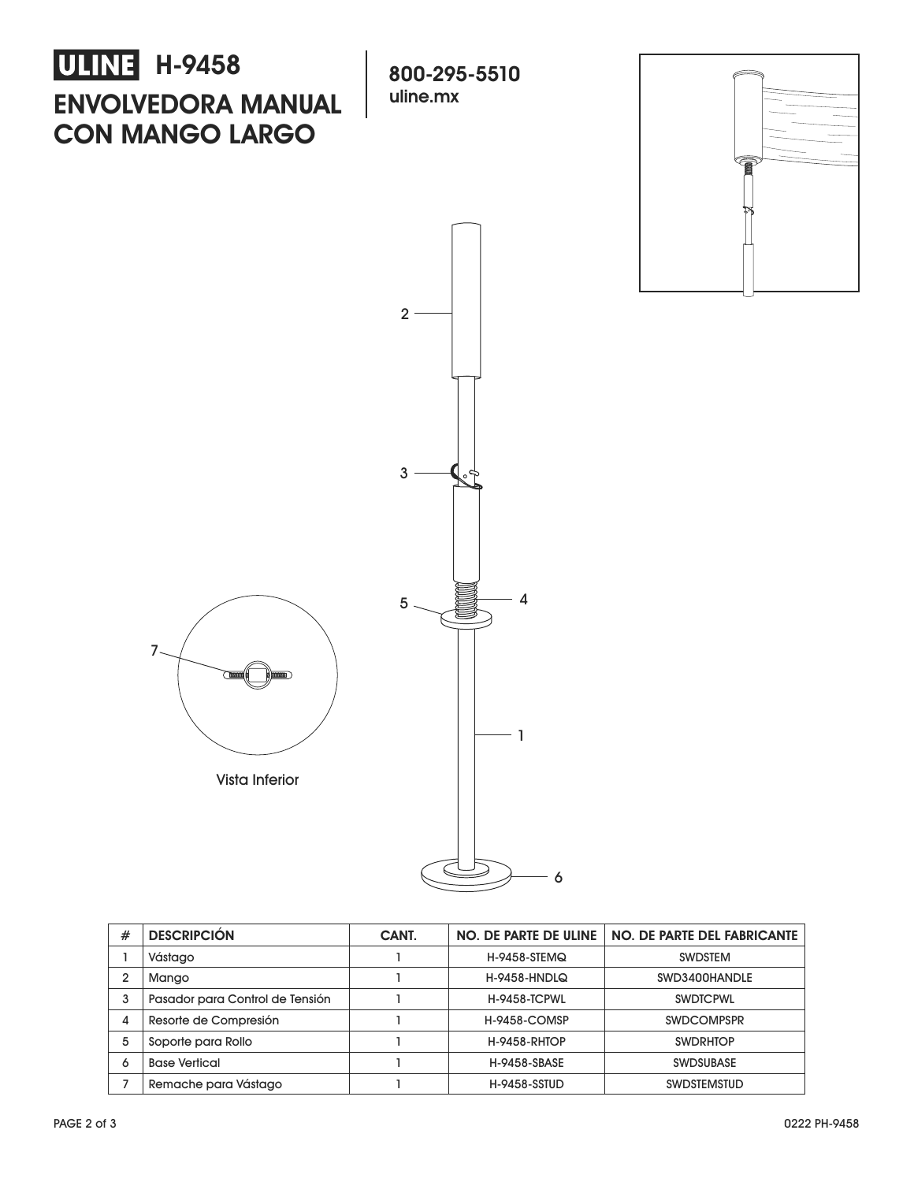# H-9458

# ENVOLVEDORA MANUAL CON MANGO LARGO

**800-295-5510**
**uline.mx**

Vista Inferior

| # | DESCRIPCIÓN | CANT. | NO. DE PARTE DE ULINE | NO. DE PARTE DEL FABRICANTE |
|---|---|---|---|---|
| 1 | Vástago | 1 | H-9458-STEMQ | SWDSTEM |
| 2 | Mango | 1 | H-9458-HNDLQ | SWD3400HANDLE |
| 3 | Pasador para Control de Tensión | 1 | H-9458-TCPWL | SWDTCPWL |
| 4 | Resorte de Compresión | 1 | H-9458-COMSP | SWDCOMPSPR |
| 5 | Soporte para Rollo | 1 | H-9458-RHTOP | SWDRHTOP |
| 6 | Base Vertical | 1 | H-9458-SBASE | SWDSUBASE |
| 7 | Remache para Vástago | 1 | H-9458-SSTUD | SWDSTEMSTUD |

0222 PH-9458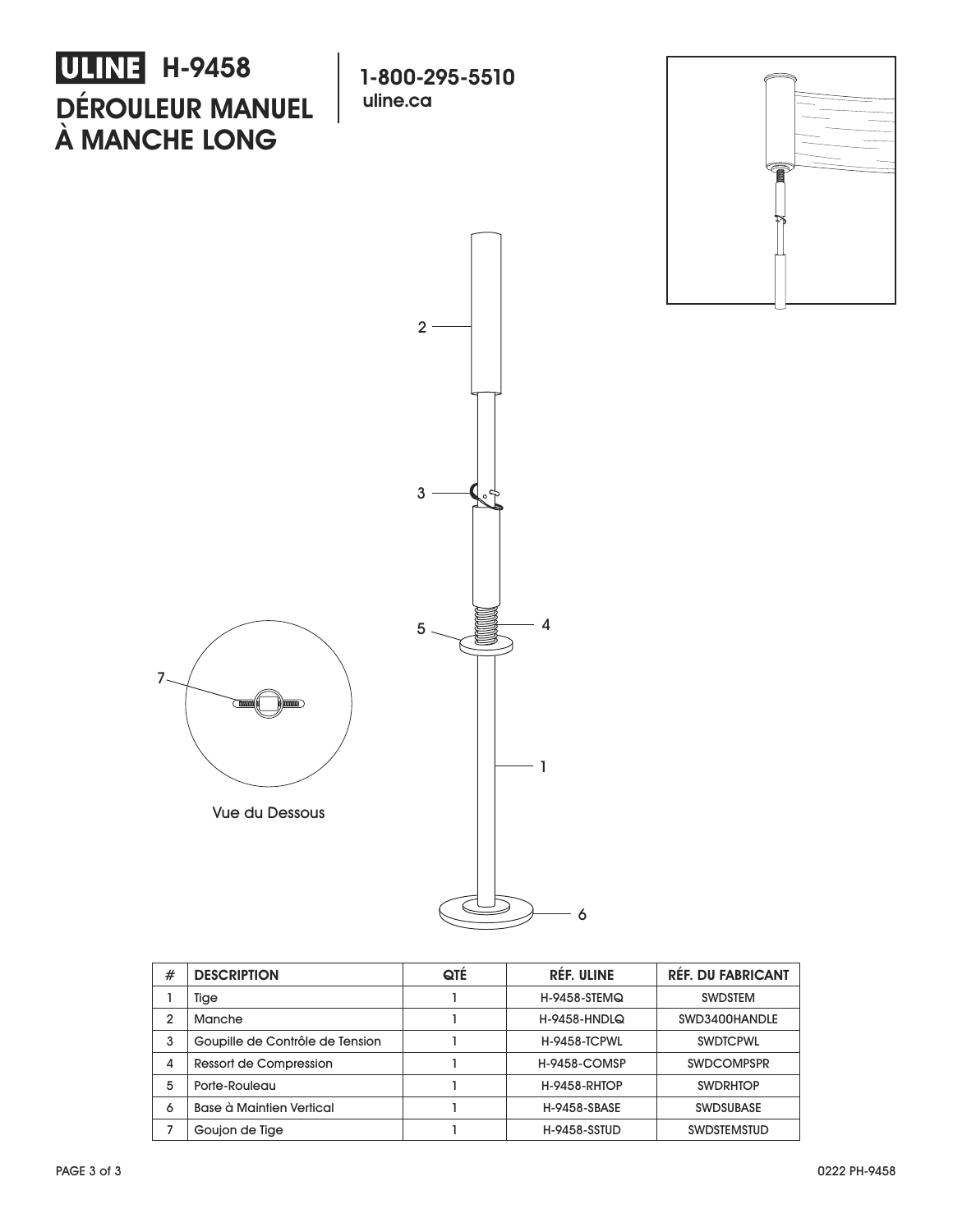# ULINE H-9458

# DÉROULEUR MANUEL À MANCHE LONG

1-800-295-5510
uline.ca

2

3

5

4

7

1

Vue du Dessous

6

| # | DESCRIPTION | QTÉ | RÉF. ULINE | RÉF. DU FABRICANT |
|---|---|---|---|---|
| 1 | Tige | 1 | H-9458-STEMQ | SWDSTEM |
| 2 | Manche | 1 | H-9458-HNDLQ | SWD3400HANDLE |
| 3 | Goupille de Contrôle de Tension | 1 | H-9458-TCPWL | SWDTCPWL |
| 4 | Ressort de Compression | 1 | H-9458-COMSP | SWDCOMPSPR |
| 5 | Porte-Rouleau | 1 | H-9458-RHTOP | SWDRHTOP |
| 6 | Base à Maintien Vertical | 1 | H-9458-SBASE | SWDSUBASE |
| 7 | Goujon de Tige | 1 | H-9458-SSTUD | SWDSTEMSTUD |

0222 PH-9458